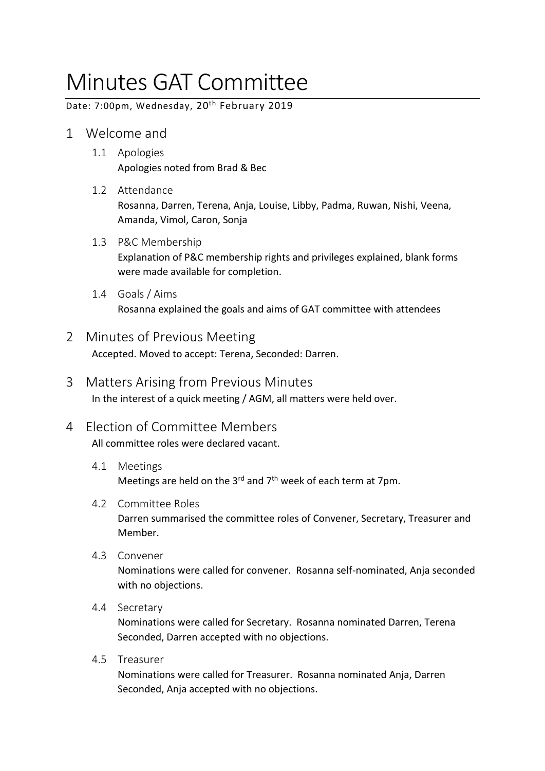# Minutes GAT Committee

Date: 7:00pm, Wednesday, 20th February 2019

## 1 Welcome and

### 1.1 Apologies

Apologies noted from Brad & Bec

### 1.2 Attendance

Rosanna, Darren, Terena, Anja, Louise, Libby, Padma, Ruwan, Nishi, Veena, Amanda, Vimol, Caron, Sonja

### 1.3 P&C Membership

Explanation of P&C membership rights and privileges explained, blank forms were made available for completion.

### 1.4 Goals / Aims

Rosanna explained the goals and aims of GAT committee with attendees

## 2 Minutes of Previous Meeting

Accepted. Moved to accept: Terena, Seconded: Darren.

## 3 Matters Arising from Previous Minutes

In the interest of a quick meeting / AGM, all matters were held over.

## 4 Election of Committee Members

All committee roles were declared vacant.

### 4.1 Meetings

Meetings are held on the 3rd and 7th week of each term at 7pm.

### 4.2 Committee Roles

Darren summarised the committee roles of Convener, Secretary, Treasurer and Member.

### 4.3 Convener

Nominations were called for convener. Rosanna self-nominated, Anja seconded with no objections.

### 4.4 Secretary

Nominations were called for Secretary. Rosanna nominated Darren, Terena Seconded, Darren accepted with no objections.

### 4.5 Treasurer

Nominations were called for Treasurer. Rosanna nominated Anja, Darren Seconded, Anja accepted with no objections.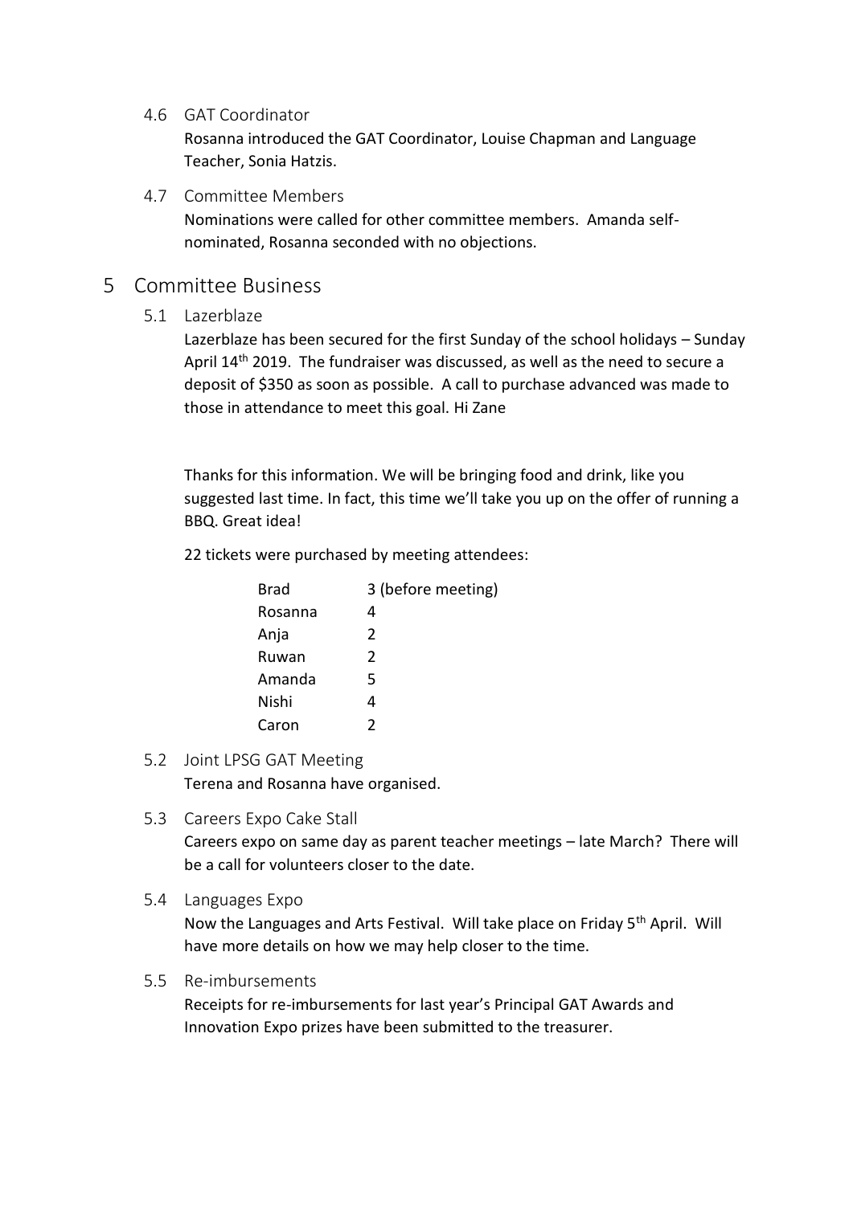### 4.6 GAT Coordinator

Rosanna introduced the GAT Coordinator, Louise Chapman and Language Teacher, Sonia Hatzis.

### 4.7 Committee Members

Nominations were called for other committee members. Amanda self-nominated, Rosanna seconded with no objections.

## 5 Committee Business

### 5.1 Lazerblaze

Lazerblaze has been secured for the first Sunday of the school holidays – Sunday April 14th 2019. The fundraiser was discussed, as well as the need to secure a deposit of $350 as soon as possible. A call to purchase advanced was made to those in attendance to meet this goal. Hi Zane

Thanks for this information. We will be bringing food and drink, like you suggested last time. In fact, this time we'll take you up on the offer of running a BBQ. Great idea!

22 tickets were purchased by meeting attendees:

| | |
|---|---|
| Brad | 3 (before meeting) |
| Rosanna | 4 |
| Anja | 2 |
| Ruwan | 2 |
| Amanda | 5 |
| Nishi | 4 |
| Caron | 2 |

### 5.2 Joint LPSG GAT Meeting

Terena and Rosanna have organised.

### 5.3 Careers Expo Cake Stall

Careers expo on same day as parent teacher meetings – late March? There will be a call for volunteers closer to the date.

### 5.4 Languages Expo

Now the Languages and Arts Festival. Will take place on Friday 5th April. Will have more details on how we may help closer to the time.

### 5.5 Re-imbursements

Receipts for re-imbursements for last year's Principal GAT Awards and Innovation Expo prizes have been submitted to the treasurer.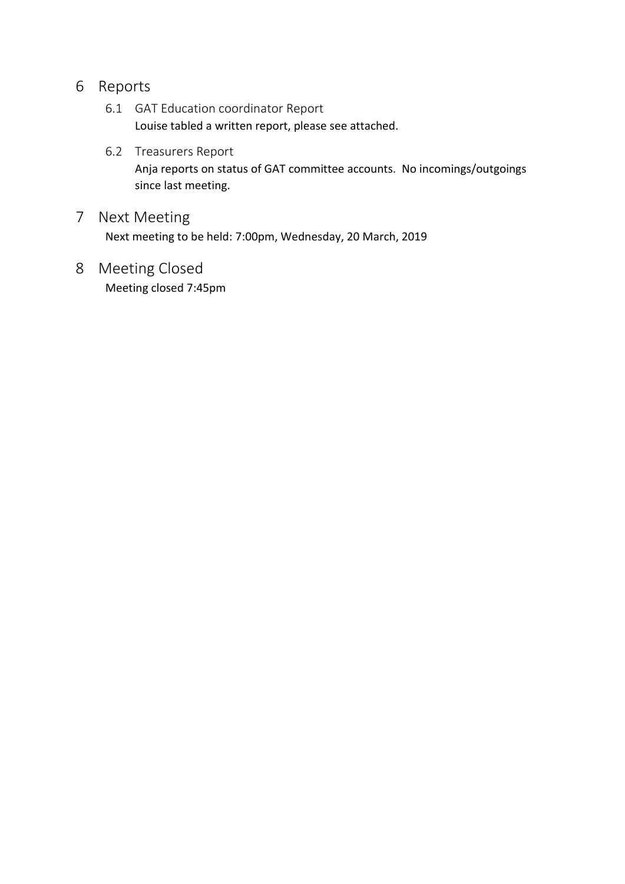# 6 Reports

## 6.1 GAT Education coordinator Report

Louise tabled a written report, please see attached.

## 6.2 Treasurers Report

Anja reports on status of GAT committee accounts. No incomings/outgoings since last meeting.

# 7 Next Meeting

Next meeting to be held: 7:00pm, Wednesday, 20 March, 2019

# 8 Meeting Closed

Meeting closed 7:45pm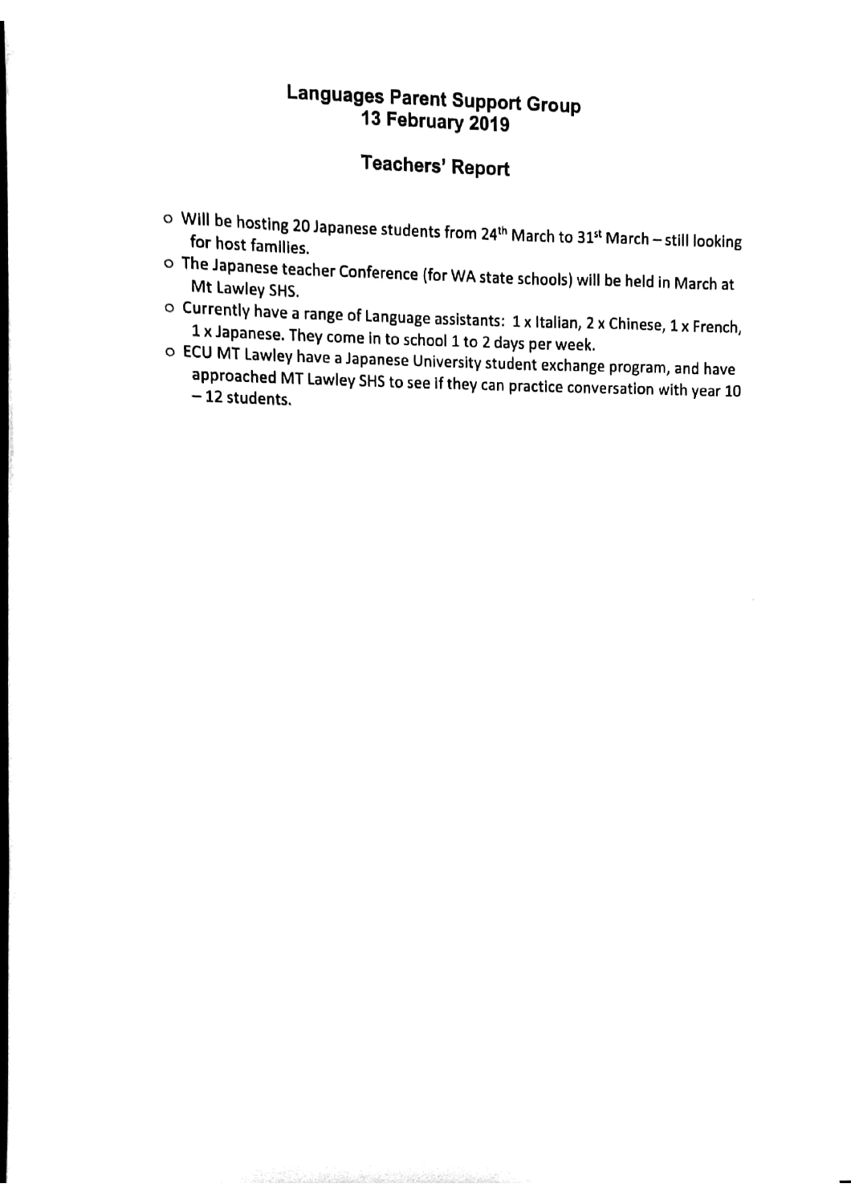# Languages Parent Support Group
## 13 February 2019

## Teachers' Report

- Will be hosting 20 Japanese students from 24th March to 31st March – still looking for host families.
- The Japanese teacher Conference (for WA state schools) will be held in March at Mt Lawley SHS.
- Currently have a range of Language assistants: 1 x Italian, 2 x Chinese, 1 x French, 1 x Japanese. They come in to school 1 to 2 days per week.
- ECU MT Lawley have a Japanese University student exchange program, and have approached MT Lawley SHS to see if they can practice conversation with year 10 – 12 students.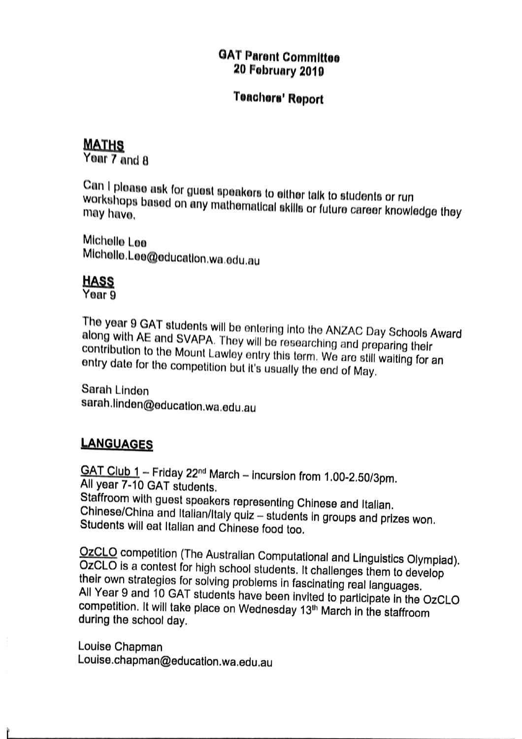**GAT Parent Committee**
**20 February 2019**

**Teachers' Report**

## MATHS

Year 7 and 8

Can I please ask for guest speakers to either talk to students or run workshops based on any mathematical skills or future career knowledge they may have.

Michelle Lee
Michelle.Lee@education.wa.edu.au

## HASS

Year 9

The year 9 GAT students will be entering into the ANZAC Day Schools Award along with AE and SVAPA. They will be researching and preparing their contribution to the Mount Lawley entry this term. We are still waiting for an entry date for the competition but it's usually the end of May.

Sarah Linden
sarah.linden@education.wa.edu.au

## LANGUAGES

GAT Club 1 – Friday 22nd March – incursion from 1.00-2.50/3pm.
All year 7-10 GAT students.
Staffroom with guest speakers representing Chinese and Italian.
Chinese/China and Italian/Italy quiz – students in groups and prizes won.
Students will eat Italian and Chinese food too.

OzCLO competition (The Australian Computational and Linguistics Olympiad).
OzCLO is a contest for high school students. It challenges them to develop their own strategies for solving problems in fascinating real languages.
All Year 9 and 10 GAT students have been invited to participate in the OzCLO competition. It will take place on Wednesday 13th March in the staffroom during the school day.

Louise Chapman
Louise.chapman@education.wa.edu.au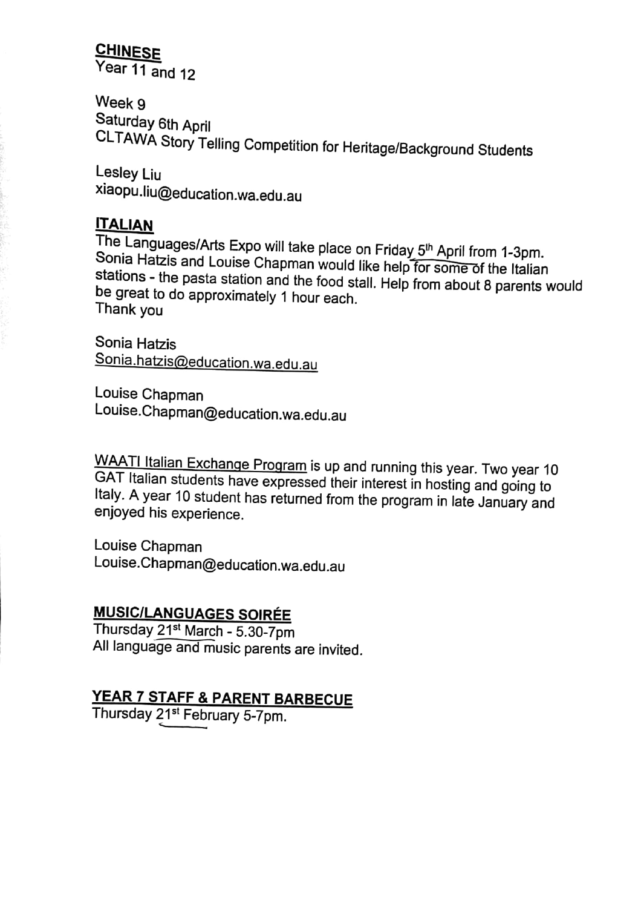## CHINESE

Year 11 and 12

Week 9
Saturday 6th April
CLTAWA Story Telling Competition for Heritage/Background Students

Lesley Liu
xiaopu.liu@education.wa.edu.au

## ITALIAN

The Languages/Arts Expo will take place on Friday 5th April from 1-3pm. Sonia Hatzis and Louise Chapman would like help for some of the Italian stations - the pasta station and the food stall. Help from about 8 parents would be great to do approximately 1 hour each.
Thank you

Sonia Hatzis
Sonia.hatzis@education.wa.edu.au

Louise Chapman
Louise.Chapman@education.wa.edu.au

WAATI Italian Exchange Program is up and running this year. Two year 10 GAT Italian students have expressed their interest in hosting and going to Italy. A year 10 student has returned from the program in late January and enjoyed his experience.

Louise Chapman
Louise.Chapman@education.wa.edu.au

## MUSIC/LANGUAGES SOIRÉE

Thursday 21st March - 5.30-7pm
All language and music parents are invited.

## YEAR 7 STAFF & PARENT BARBECUE

Thursday 21st February 5-7pm.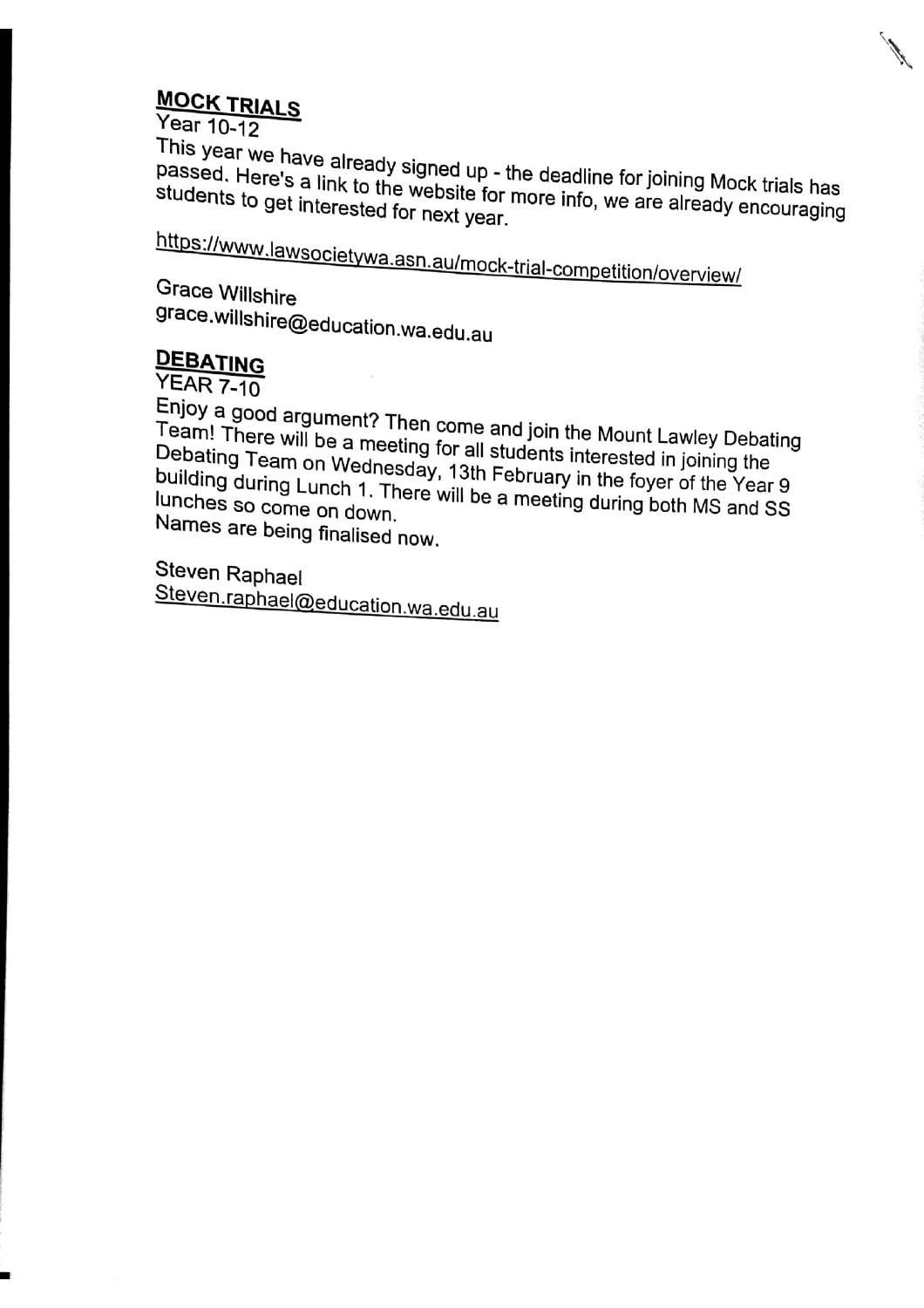## MOCK TRIALS

Year 10-12

This year we have already signed up - the deadline for joining Mock trials has passed. Here's a link to the website for more info, we are already encouraging students to get interested for next year.

https://www.lawsocietywa.asn.au/mock-trial-competition/overview/

Grace Willshire
grace.willshire@education.wa.edu.au

## DEBATING

YEAR 7-10

Enjoy a good argument? Then come and join the Mount Lawley Debating Team! There will be a meeting for all students interested in joining the Debating Team on Wednesday, 13th February in the foyer of the Year 9 building during Lunch 1. There will be a meeting during both MS and SS lunches so come on down.
Names are being finalised now.

Steven Raphael
Steven.raphael@education.wa.edu.au